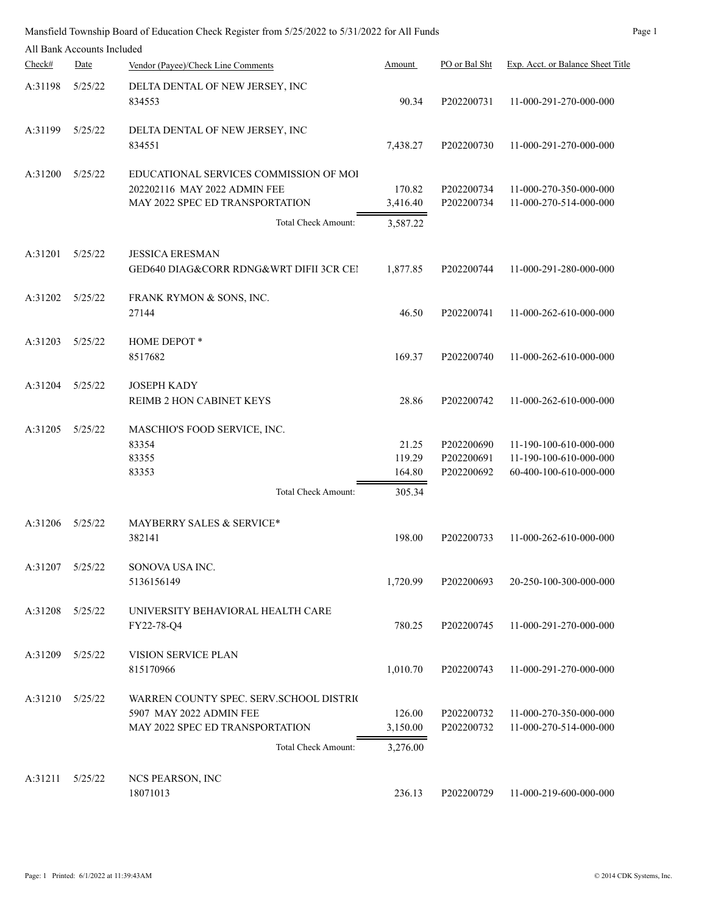Mansfield Township Board of Education Check Register from 5/25/2022 to 5/31/2022 for All Funds

All Bank Accounts Included

| Check# | Date | Vendor (Payee)/Check Line Comments | Amount | PO or Bal Sht | Exp. Acct. or Balance Sheet Title |
|---|---|---|---|---|---|
| A:31198 | 5/25/22 | DELTA DENTAL OF NEW JERSEY, INC | | | |
| | | 834553 | 90.34 | P202200731 | 11-000-291-270-000-000 |
| A:31199 | 5/25/22 | DELTA DENTAL OF NEW JERSEY, INC | | | |
| | | 834551 | 7,438.27 | P202200730 | 11-000-291-270-000-000 |
| A:31200 | 5/25/22 | EDUCATIONAL SERVICES COMMISSION OF MOI | | | |
| | | 202202116 MAY 2022 ADMIN FEE | 170.82 | P202200734 | 11-000-270-350-000-000 |
| | | MAY 2022 SPEC ED TRANSPORTATION | 3,416.40 | P202200734 | 11-000-270-514-000-000 |
| | | Total Check Amount: | 3,587.22 | | |
| A:31201 | 5/25/22 | JESSICA ERESMAN | | | |
| | | GED640 DIAG&CORR RDNG&WRT DIFII 3CR CEI | 1,877.85 | P202200744 | 11-000-291-280-000-000 |
| A:31202 | 5/25/22 | FRANK RYMON & SONS, INC. | | | |
| | | 27144 | 46.50 | P202200741 | 11-000-262-610-000-000 |
| A:31203 | 5/25/22 | HOME DEPOT * | | | |
| | | 8517682 | 169.37 | P202200740 | 11-000-262-610-000-000 |
| A:31204 | 5/25/22 | JOSEPH KADY | | | |
| | | REIMB 2 HON CABINET KEYS | 28.86 | P202200742 | 11-000-262-610-000-000 |
| A:31205 | 5/25/22 | MASCHIO'S FOOD SERVICE, INC. | | | |
| | | 83354 | 21.25 | P202200690 | 11-190-100-610-000-000 |
| | | 83355 | 119.29 | P202200691 | 11-190-100-610-000-000 |
| | | 83353 | 164.80 | P202200692 | 60-400-100-610-000-000 |
| | | Total Check Amount: | 305.34 | | |
| A:31206 | 5/25/22 | MAYBERRY SALES & SERVICE* | | | |
| | | 382141 | 198.00 | P202200733 | 11-000-262-610-000-000 |
| A:31207 | 5/25/22 | SONOVA USA INC. | | | |
| | | 5136156149 | 1,720.99 | P202200693 | 20-250-100-300-000-000 |
| A:31208 | 5/25/22 | UNIVERSITY BEHAVIORAL HEALTH CARE | | | |
| | | FY22-78-Q4 | 780.25 | P202200745 | 11-000-291-270-000-000 |
| A:31209 | 5/25/22 | VISION SERVICE PLAN | | | |
| | | 815170966 | 1,010.70 | P202200743 | 11-000-291-270-000-000 |
| A:31210 | 5/25/22 | WARREN COUNTY SPEC. SERV.SCHOOL DISTRIC | | | |
| | | 5907 MAY 2022 ADMIN FEE | 126.00 | P202200732 | 11-000-270-350-000-000 |
| | | MAY 2022 SPEC ED TRANSPORTATION | 3,150.00 | P202200732 | 11-000-270-514-000-000 |
| | | Total Check Amount: | 3,276.00 | | |
| A:31211 | 5/25/22 | NCS PEARSON, INC | | | |
| | | 18071013 | 236.13 | P202200729 | 11-000-219-600-000-000 |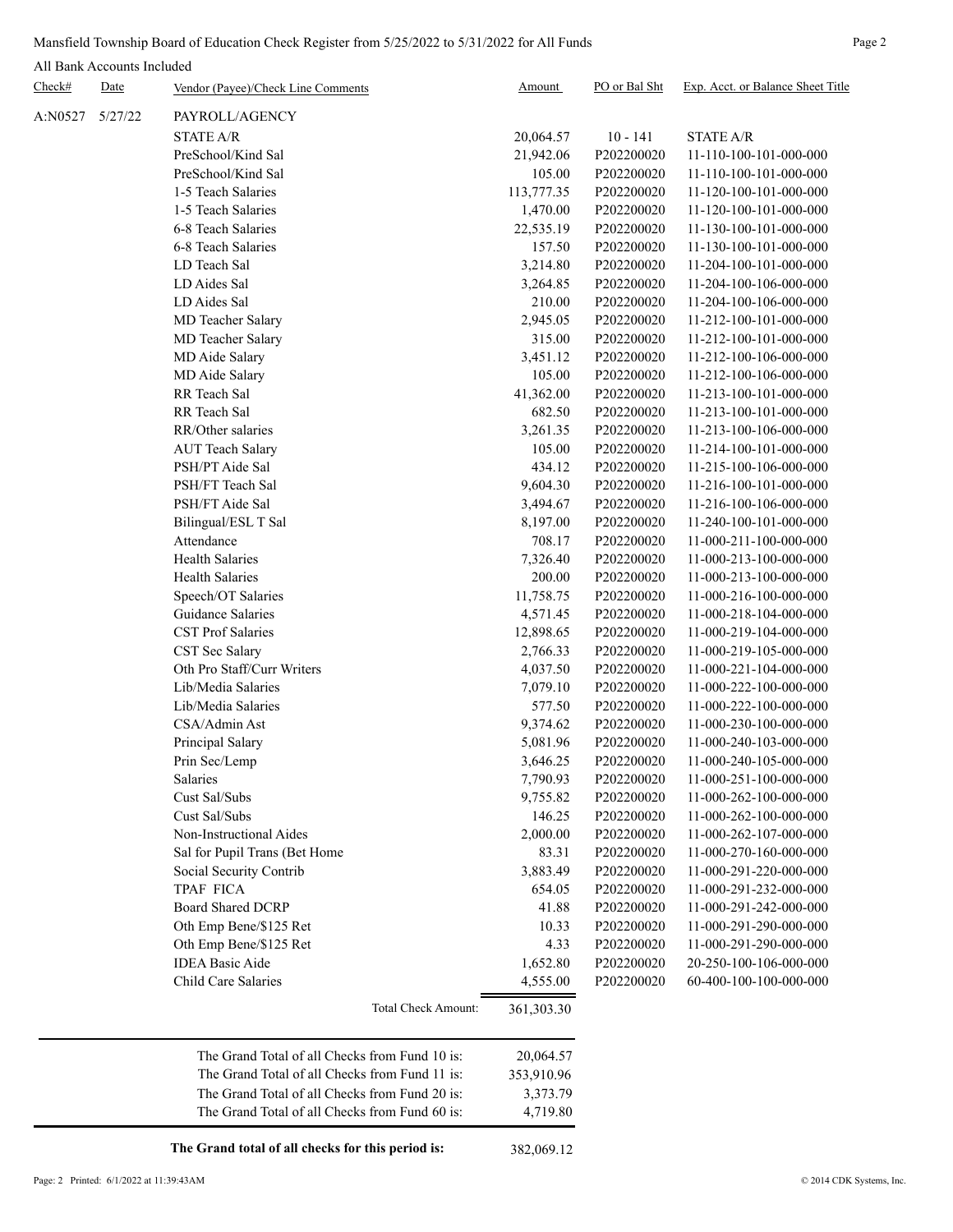Mansfield Township Board of Education Check Register from 5/25/2022 to 5/31/2022 for All Funds

All Bank Accounts Included

| Check# | Date | Vendor (Payee)/Check Line Comments | Amount | PO or Bal Sht | Exp. Acct. or Balance Sheet Title |
|---|---|---|---|---|---|
| A:N0527 | 5/27/22 | PAYROLL/AGENCY | | | |
| | | STATE A/R | 20,064.57 | 10 - 141 | STATE A/R |
| | | PreSchool/Kind Sal | 21,942.06 | P202200020 | 11-110-100-101-000-000 |
| | | PreSchool/Kind Sal | 105.00 | P202200020 | 11-110-100-101-000-000 |
| | | 1-5 Teach Salaries | 113,777.35 | P202200020 | 11-120-100-101-000-000 |
| | | 1-5 Teach Salaries | 1,470.00 | P202200020 | 11-120-100-101-000-000 |
| | | 6-8 Teach Salaries | 22,535.19 | P202200020 | 11-130-100-101-000-000 |
| | | 6-8 Teach Salaries | 157.50 | P202200020 | 11-130-100-101-000-000 |
| | | LD Teach Sal | 3,214.80 | P202200020 | 11-204-100-101-000-000 |
| | | LD Aides Sal | 3,264.85 | P202200020 | 11-204-100-106-000-000 |
| | | LD Aides Sal | 210.00 | P202200020 | 11-204-100-106-000-000 |
| | | MD Teacher Salary | 2,945.05 | P202200020 | 11-212-100-101-000-000 |
| | | MD Teacher Salary | 315.00 | P202200020 | 11-212-100-101-000-000 |
| | | MD Aide Salary | 3,451.12 | P202200020 | 11-212-100-106-000-000 |
| | | MD Aide Salary | 105.00 | P202200020 | 11-212-100-106-000-000 |
| | | RR Teach Sal | 41,362.00 | P202200020 | 11-213-100-101-000-000 |
| | | RR Teach Sal | 682.50 | P202200020 | 11-213-100-101-000-000 |
| | | RR/Other salaries | 3,261.35 | P202200020 | 11-213-100-106-000-000 |
| | | AUT Teach Salary | 105.00 | P202200020 | 11-214-100-101-000-000 |
| | | PSH/PT Aide Sal | 434.12 | P202200020 | 11-215-100-106-000-000 |
| | | PSH/FT Teach Sal | 9,604.30 | P202200020 | 11-216-100-101-000-000 |
| | | PSH/FT Aide Sal | 3,494.67 | P202200020 | 11-216-100-106-000-000 |
| | | Bilingual/ESL T Sal | 8,197.00 | P202200020 | 11-240-100-101-000-000 |
| | | Attendance | 708.17 | P202200020 | 11-000-211-100-000-000 |
| | | Health Salaries | 7,326.40 | P202200020 | 11-000-213-100-000-000 |
| | | Health Salaries | 200.00 | P202200020 | 11-000-213-100-000-000 |
| | | Speech/OT Salaries | 11,758.75 | P202200020 | 11-000-216-100-000-000 |
| | | Guidance Salaries | 4,571.45 | P202200020 | 11-000-218-104-000-000 |
| | | CST Prof Salaries | 12,898.65 | P202200020 | 11-000-219-104-000-000 |
| | | CST Sec Salary | 2,766.33 | P202200020 | 11-000-219-105-000-000 |
| | | Oth Pro Staff/Curr Writers | 4,037.50 | P202200020 | 11-000-221-104-000-000 |
| | | Lib/Media Salaries | 7,079.10 | P202200020 | 11-000-222-100-000-000 |
| | | Lib/Media Salaries | 577.50 | P202200020 | 11-000-222-100-000-000 |
| | | CSA/Admin Ast | 9,374.62 | P202200020 | 11-000-230-100-000-000 |
| | | Principal Salary | 5,081.96 | P202200020 | 11-000-240-103-000-000 |
| | | Prin Sec/Lemp | 3,646.25 | P202200020 | 11-000-240-105-000-000 |
| | | Salaries | 7,790.93 | P202200020 | 11-000-251-100-000-000 |
| | | Cust Sal/Subs | 9,755.82 | P202200020 | 11-000-262-100-000-000 |
| | | Cust Sal/Subs | 146.25 | P202200020 | 11-000-262-100-000-000 |
| | | Non-Instructional Aides | 2,000.00 | P202200020 | 11-000-262-107-000-000 |
| | | Sal for Pupil Trans (Bet Home | 83.31 | P202200020 | 11-000-270-160-000-000 |
| | | Social Security Contrib | 3,883.49 | P202200020 | 11-000-291-220-000-000 |
| | | TPAF FICA | 654.05 | P202200020 | 11-000-291-232-000-000 |
| | | Board Shared DCRP | 41.88 | P202200020 | 11-000-291-242-000-000 |
| | | Oth Emp Bene/$125 Ret | 10.33 | P202200020 | 11-000-291-290-000-000 |
| | | Oth Emp Bene/$125 Ret | 4.33 | P202200020 | 11-000-291-290-000-000 |
| | | IDEA Basic Aide | 1,652.80 | P202200020 | 20-250-100-106-000-000 |
| | | Child Care Salaries | 4,555.00 | P202200020 | 60-400-100-100-000-000 |
| | | Total Check Amount: | 361,303.30 | | |

| | |
|---|---|
| The Grand Total of all Checks from Fund 10 is: | 20,064.57 |
| The Grand Total of all Checks from Fund 11 is: | 353,910.96 |
| The Grand Total of all Checks from Fund 20 is: | 3,373.79 |
| The Grand Total of all Checks from Fund 60 is: | 4,719.80 |

**The Grand total of all checks for this period is:** 382,069.12

Page: 2 Printed: 6/1/2022 at 11:39:43AM © 2014 CDK Systems, Inc.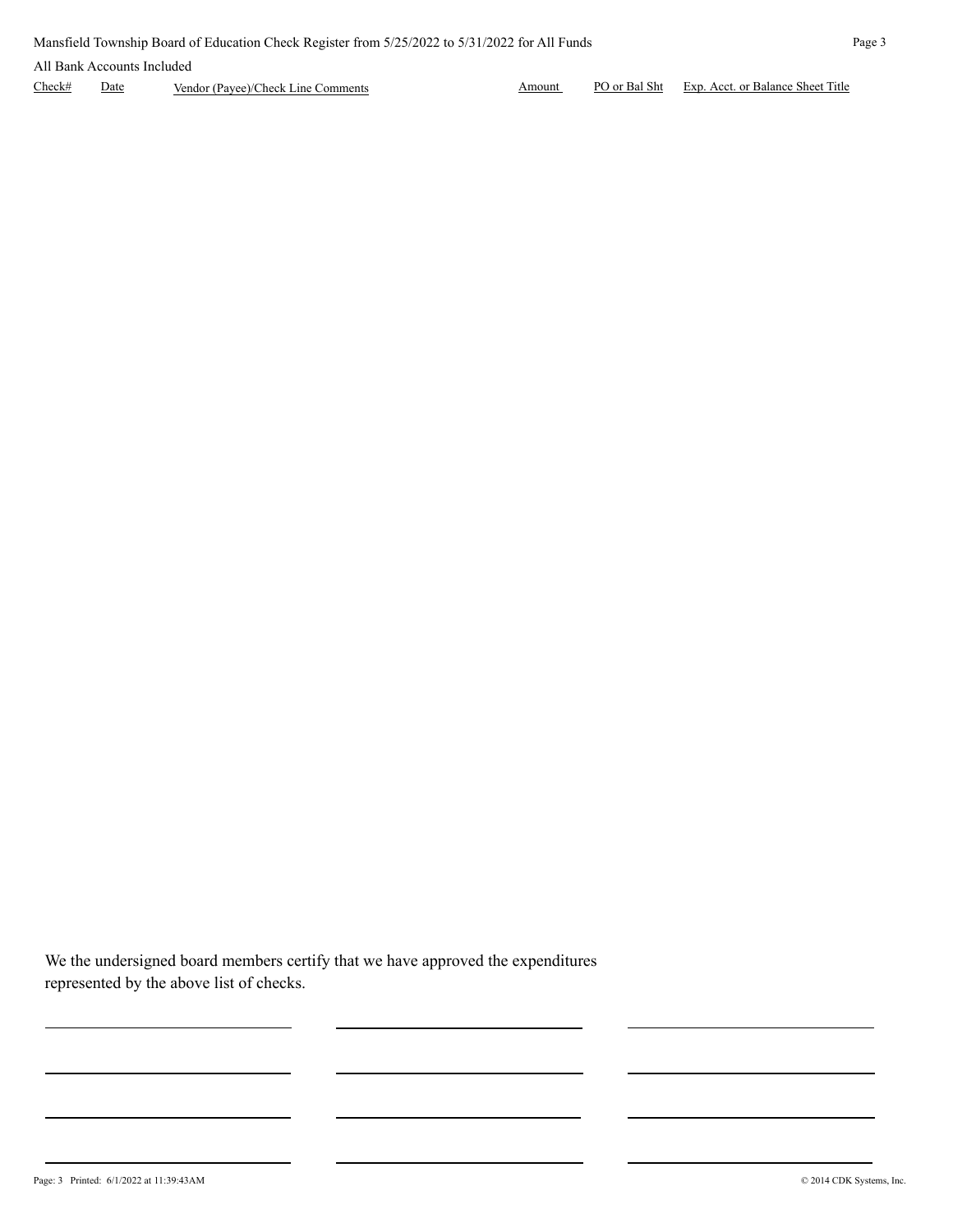Mansfield Township Board of Education Check Register from 5/25/2022 to 5/31/2022 for All Funds

All Bank Accounts Included

| Check# | Date | Vendor (Payee)/Check Line Comments | Amount | PO or Bal Sht | Exp. Acct. or Balance Sheet Title |
|---|---|---|---|---|---|

We the undersigned board members certify that we have approved the expenditures represented by the above list of checks.

\_\_\_\_\_\_\_\_\_\_\_\_\_\_\_\_\_\_\_\_ \_\_\_\_\_\_\_\_\_\_\_\_\_\_\_\_\_\_\_\_ \_\_\_\_\_\_\_\_\_\_\_\_\_\_\_\_\_\_\_\_

\_\_\_\_\_\_\_\_\_\_\_\_\_\_\_\_\_\_\_\_ \_\_\_\_\_\_\_\_\_\_\_\_\_\_\_\_\_\_\_\_ \_\_\_\_\_\_\_\_\_\_\_\_\_\_\_\_\_\_\_\_

\_\_\_\_\_\_\_\_\_\_\_\_\_\_\_\_\_\_\_\_ \_\_\_\_\_\_\_\_\_\_\_\_\_\_\_\_\_\_\_\_ \_\_\_\_\_\_\_\_\_\_\_\_\_\_\_\_\_\_\_\_

\_\_\_\_\_\_\_\_\_\_\_\_\_\_\_\_\_\_\_\_ \_\_\_\_\_\_\_\_\_\_\_\_\_\_\_\_\_\_\_\_ \_\_\_\_\_\_\_\_\_\_\_\_\_\_\_\_\_\_\_\_

Printed: 6/1/2022 at 11:39:43AM

© 2014 CDK Systems, Inc.